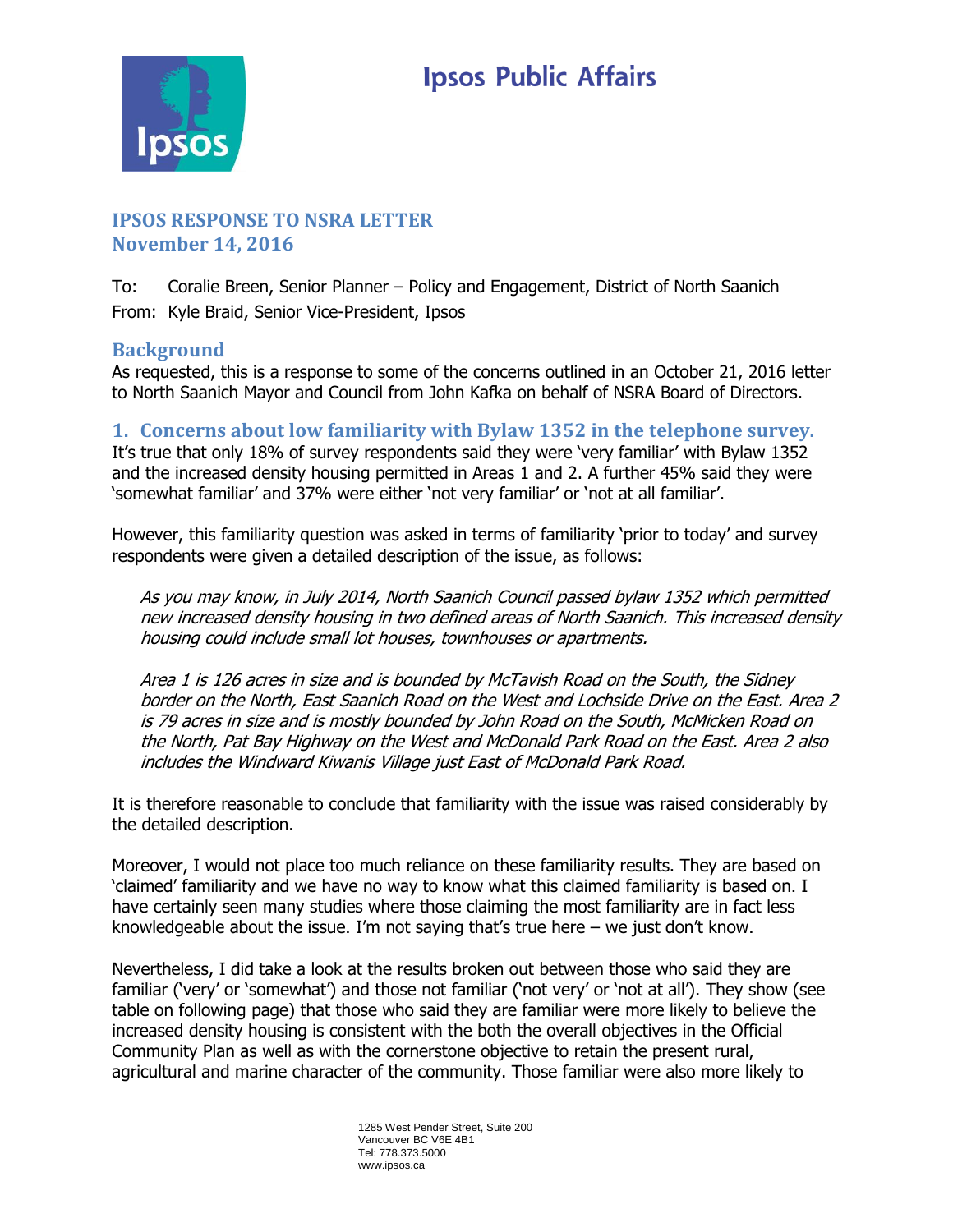# Ipsos Public Affairs

## IPSOS RESPONSE TO NSRA LETTER
## November 14, 2016

To: Coralie Breen, Senior Planner – Policy and Engagement, District of North Saanich
From: Kyle Braid, Senior Vice-President, Ipsos

## Background

As requested, this is a response to some of the concerns outlined in an October 21, 2016 letter to North Saanich Mayor and Council from John Kafka on behalf of NSRA Board of Directors.

## 1. Concerns about low familiarity with Bylaw 1352 in the telephone survey.

It's true that only 18% of survey respondents said they were 'very familiar' with Bylaw 1352 and the increased density housing permitted in Areas 1 and 2. A further 45% said they were 'somewhat familiar' and 37% were either 'not very familiar' or 'not at all familiar'.

However, this familiarity question was asked in terms of familiarity 'prior to today' and survey respondents were given a detailed description of the issue, as follows:

> *As you may know, in July 2014, North Saanich Council passed bylaw 1352 which permitted new increased density housing in two defined areas of North Saanich. This increased density housing could include small lot houses, townhouses or apartments.*
>
> *Area 1 is 126 acres in size and is bounded by McTavish Road on the South, the Sidney border on the North, East Saanich Road on the West and Lochside Drive on the East. Area 2 is 79 acres in size and is mostly bounded by John Road on the South, McMicken Road on the North, Pat Bay Highway on the West and McDonald Park Road on the East. Area 2 also includes the Windward Kiwanis Village just East of McDonald Park Road.*

It is therefore reasonable to conclude that familiarity with the issue was raised considerably by the detailed description.

Moreover, I would not place too much reliance on these familiarity results. They are based on 'claimed' familiarity and we have no way to know what this claimed familiarity is based on. I have certainly seen many studies where those claiming the most familiarity are in fact less knowledgeable about the issue. I'm not saying that's true here – we just don't know.

Nevertheless, I did take a look at the results broken out between those who said they are familiar ('very' or 'somewhat') and those not familiar ('not very' or 'not at all'). They show (see table on following page) that those who said they are familiar were more likely to believe the increased density housing is consistent with the both the overall objectives in the Official Community Plan as well as with the cornerstone objective to retain the present rural, agricultural and marine character of the community. Those familiar were also more likely to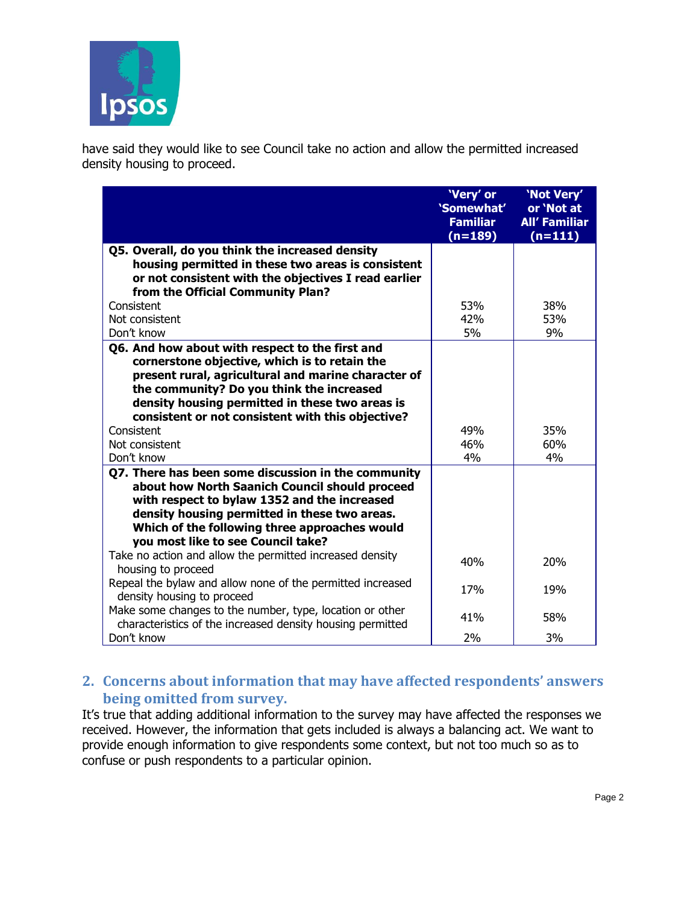have said they would like to see Council take no action and allow the permitted increased density housing to proceed.

| | 'Very' or 'Somewhat' Familiar (n=189) | 'Not Very' or 'Not at All' Familiar (n=111) |
|---|---|---|
| **Q5. Overall, do you think the increased density housing permitted in these two areas is consistent or not consistent with the objectives I read earlier from the Official Community Plan?** | | |
| Consistent | 53% | 38% |
| Not consistent | 42% | 53% |
| Don't know | 5% | 9% |
| **Q6. And how about with respect to the first and cornerstone objective, which is to retain the present rural, agricultural and marine character of the community? Do you think the increased density housing permitted in these two areas is consistent or not consistent with this objective?** | | |
| Consistent | 49% | 35% |
| Not consistent | 46% | 60% |
| Don't know | 4% | 4% |
| **Q7. There has been some discussion in the community about how North Saanich Council should proceed with respect to bylaw 1352 and the increased density housing permitted in these two areas. Which of the following three approaches would you most like to see Council take?** | | |
| Take no action and allow the permitted increased density housing to proceed | 40% | 20% |
| Repeal the bylaw and allow none of the permitted increased density housing to proceed | 17% | 19% |
| Make some changes to the number, type, location or other characteristics of the increased density housing permitted | 41% | 58% |
| Don't know | 2% | 3% |

## 2. Concerns about information that may have affected respondents' answers being omitted from survey.

It's true that adding additional information to the survey may have affected the responses we received. However, the information that gets included is always a balancing act. We want to provide enough information to give respondents some context, but not too much so as to confuse or push respondents to a particular opinion.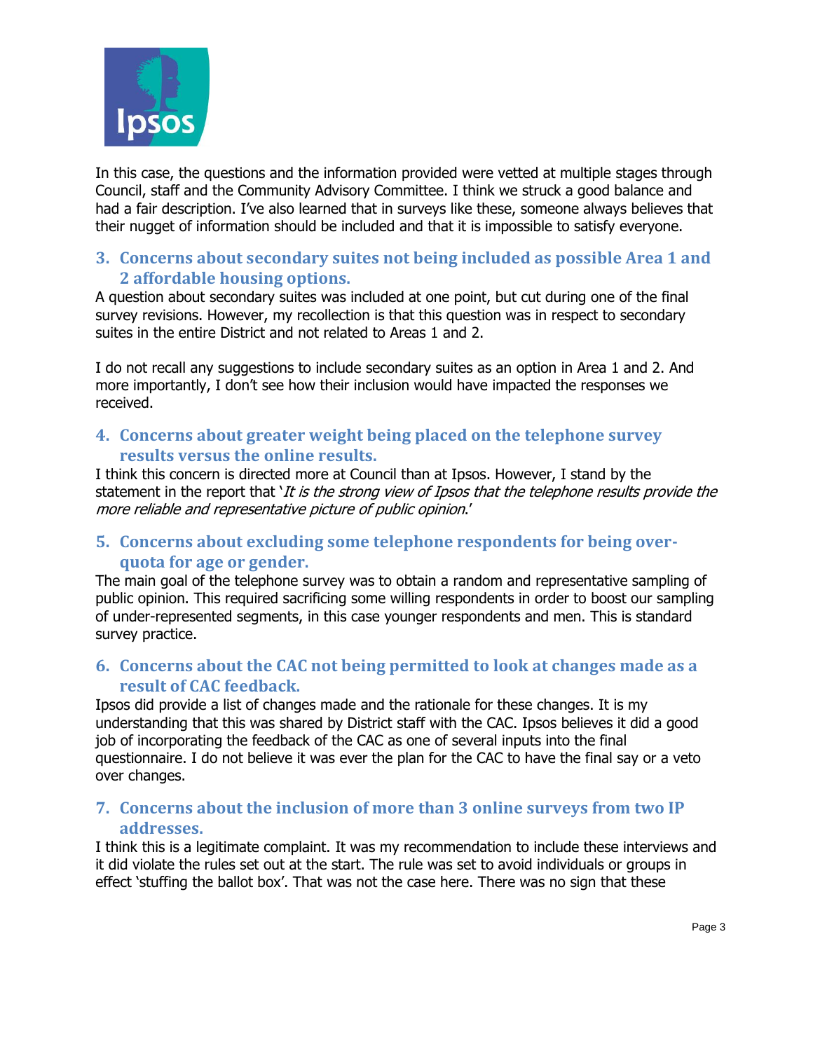In this case, the questions and the information provided were vetted at multiple stages through Council, staff and the Community Advisory Committee. I think we struck a good balance and had a fair description. I've also learned that in surveys like these, someone always believes that their nugget of information should be included and that it is impossible to satisfy everyone.

### 3. Concerns about secondary suites not being included as possible Area 1 and 2 affordable housing options.

A question about secondary suites was included at one point, but cut during one of the final survey revisions. However, my recollection is that this question was in respect to secondary suites in the entire District and not related to Areas 1 and 2.

I do not recall any suggestions to include secondary suites as an option in Area 1 and 2. And more importantly, I don't see how their inclusion would have impacted the responses we received.

### 4. Concerns about greater weight being placed on the telephone survey results versus the online results.

I think this concern is directed more at Council than at Ipsos. However, I stand by the statement in the report that '*It is the strong view of Ipsos that the telephone results provide the more reliable and representative picture of public opinion*.'

### 5. Concerns about excluding some telephone respondents for being over-quota for age or gender.

The main goal of the telephone survey was to obtain a random and representative sampling of public opinion. This required sacrificing some willing respondents in order to boost our sampling of under-represented segments, in this case younger respondents and men. This is standard survey practice.

### 6. Concerns about the CAC not being permitted to look at changes made as a result of CAC feedback.

Ipsos did provide a list of changes made and the rationale for these changes. It is my understanding that this was shared by District staff with the CAC. Ipsos believes it did a good job of incorporating the feedback of the CAC as one of several inputs into the final questionnaire. I do not believe it was ever the plan for the CAC to have the final say or a veto over changes.

### 7. Concerns about the inclusion of more than 3 online surveys from two IP addresses.

I think this is a legitimate complaint. It was my recommendation to include these interviews and it did violate the rules set out at the start. The rule was set to avoid individuals or groups in effect 'stuffing the ballot box'. That was not the case here. There was no sign that these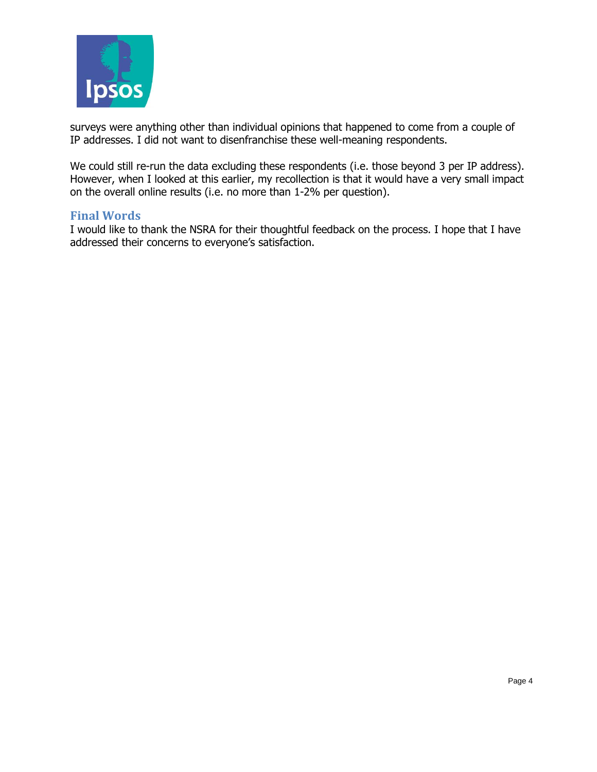surveys were anything other than individual opinions that happened to come from a couple of IP addresses. I did not want to disenfranchise these well-meaning respondents.

We could still re-run the data excluding these respondents (i.e. those beyond 3 per IP address). However, when I looked at this earlier, my recollection is that it would have a very small impact on the overall online results (i.e. no more than 1-2% per question).

## Final Words

I would like to thank the NSRA for their thoughtful feedback on the process. I hope that I have addressed their concerns to everyone's satisfaction.